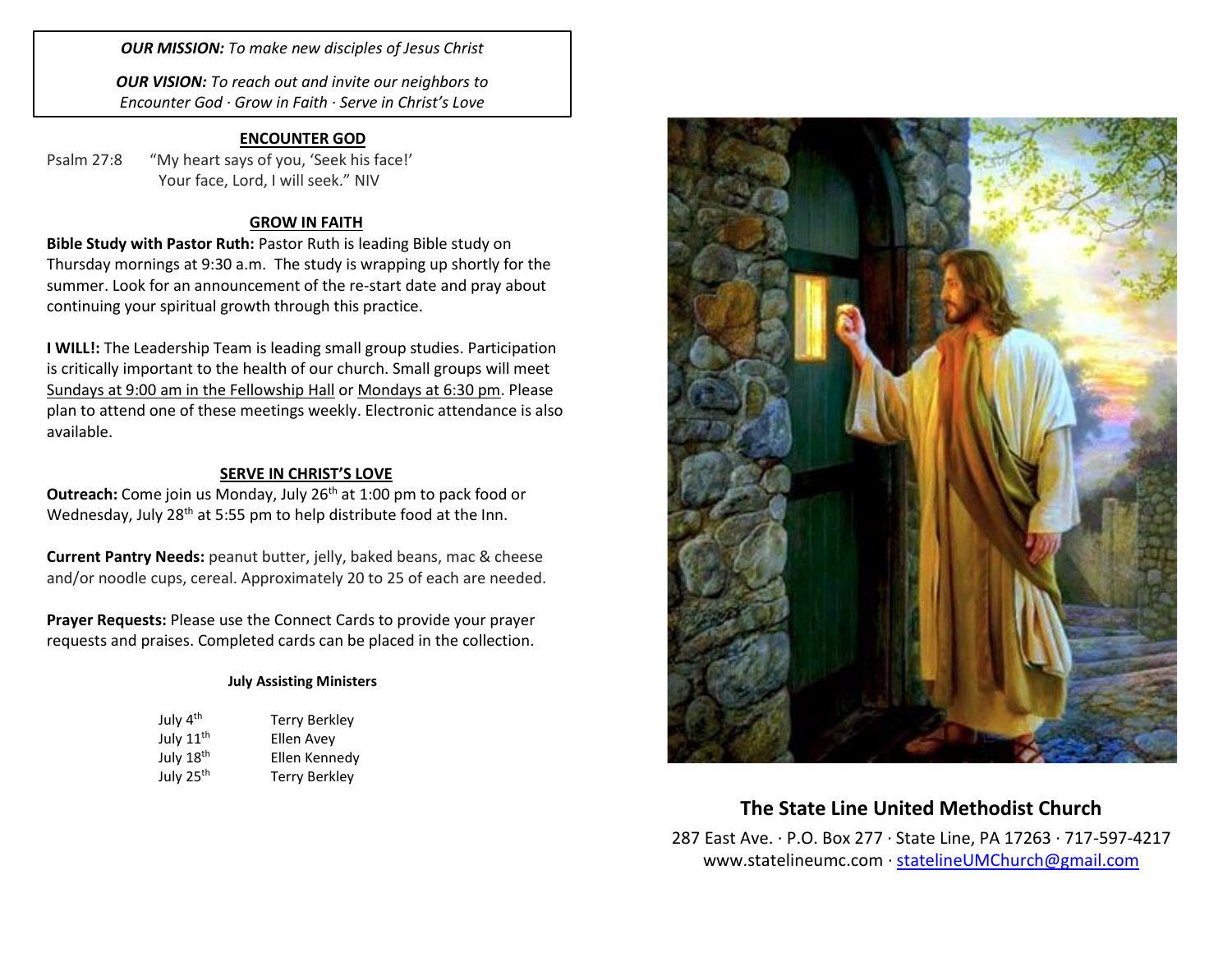*__OUR MISSION:__ To make new disciples of Jesus Christ*

*__OUR VISION:__ To reach out and invite our neighbors to Encounter God · Grow in Faith · Serve in Christ's Love*

## ENCOUNTER GOD

Psalm 27:8 "My heart says of you, 'Seek his face!' Your face, Lord, I will seek." NIV

## GROW IN FAITH

**Bible Study with Pastor Ruth:** Pastor Ruth is leading Bible study on Thursday mornings at 9:30 a.m. The study is wrapping up shortly for the summer. Look for an announcement of the re-start date and pray about continuing your spiritual growth through this practice.

**I WILL!:** The Leadership Team is leading small group studies. Participation is critically important to the health of our church. Small groups will meet Sundays at 9:00 am in the Fellowship Hall or Mondays at 6:30 pm. Please plan to attend one of these meetings weekly. Electronic attendance is also available.

## SERVE IN CHRIST'S LOVE

**Outreach:** Come join us Monday, July 26th at 1:00 pm to pack food or Wednesday, July 28th at 5:55 pm to help distribute food at the Inn.

**Current Pantry Needs:** peanut butter, jelly, baked beans, mac & cheese and/or noodle cups, cereal. Approximately 20 to 25 of each are needed.

**Prayer Requests:** Please use the Connect Cards to provide your prayer requests and praises. Completed cards can be placed in the collection.

**July Assisting Ministers**

| | |
|---|---|
| July 4th | Terry Berkley |
| July 11th | Ellen Avey |
| July 18th | Ellen Kennedy |
| July 25th | Terry Berkley |

## The State Line United Methodist Church

287 East Ave. · P.O. Box 277 · State Line, PA 17263 · 717-597-4217
www.statelineumc.com · statelineUMChurch@gmail.com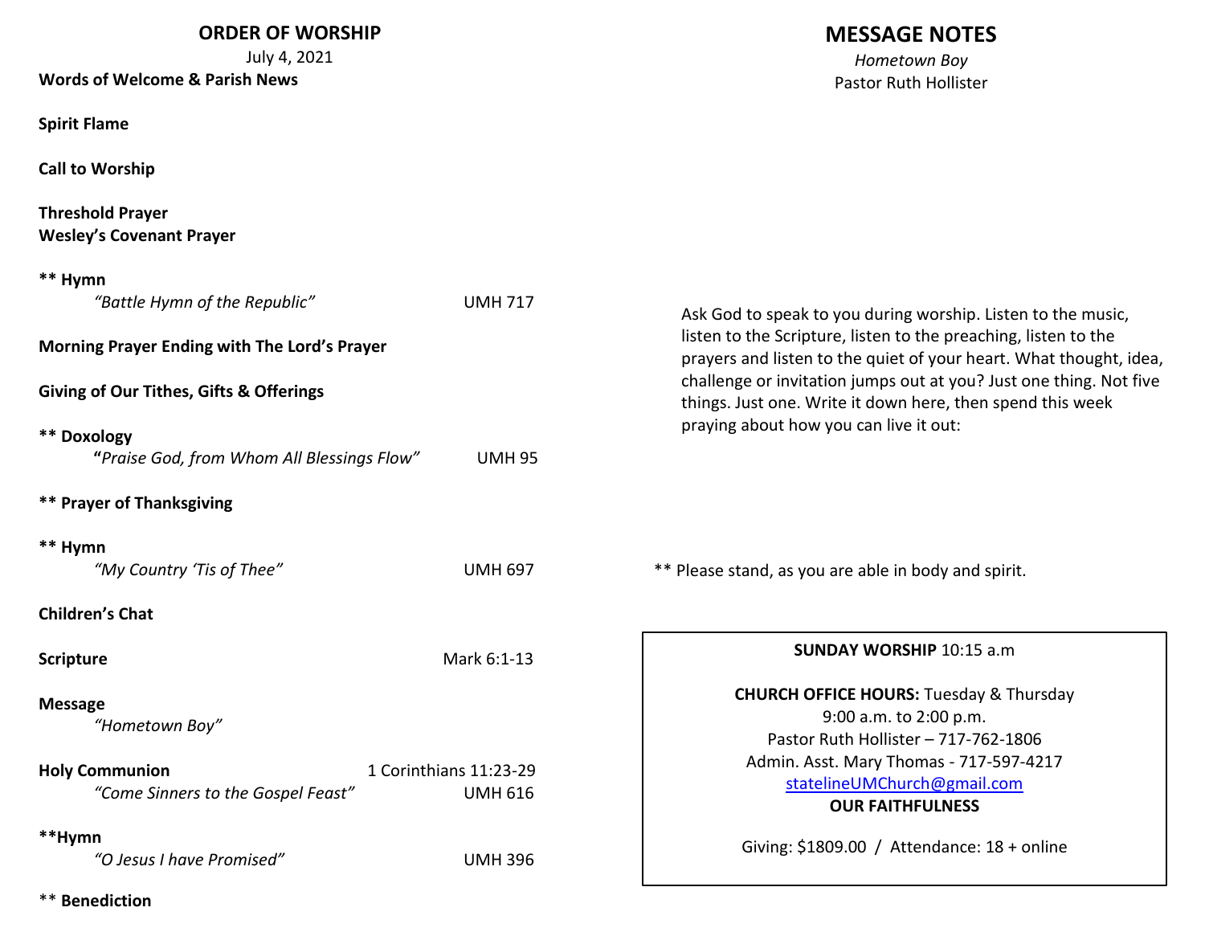## ORDER OF WORSHIP

July 4, 2021

**Words of Welcome & Parish News**

**Spirit Flame**

**Call to Worship**

**Threshold Prayer**
**Wesley's Covenant Prayer**

**\*\* Hymn**
*"Battle Hymn of the Republic"* UMH 717

**Morning Prayer Ending with The Lord's Prayer**

**Giving of Our Tithes, Gifts & Offerings**

**\*\* Doxology**
**"***Praise God, from Whom All Blessings Flow"* UMH 95

**\*\* Prayer of Thanksgiving**

**\*\* Hymn**
*"My Country 'Tis of Thee"* UMH 697

**Children's Chat**

**Scripture** Mark 6:1-13

**Message**
*"Hometown Boy"*

**Holy Communion** 1 Corinthians 11:23-29
*"Come Sinners to the Gospel Feast"* UMH 616

**\*\*Hymn**
*"O Jesus I have Promised"* UMH 396

\*\* **Benediction**

## MESSAGE NOTES

*Hometown Boy*
Pastor Ruth Hollister

Ask God to speak to you during worship. Listen to the music, listen to the Scripture, listen to the preaching, listen to the prayers and listen to the quiet of your heart. What thought, idea, challenge or invitation jumps out at you? Just one thing. Not five things. Just one. Write it down here, then spend this week praying about how you can live it out:

\*\* Please stand, as you are able in body and spirit.

**SUNDAY WORSHIP** 10:15 a.m

**CHURCH OFFICE HOURS:** Tuesday & Thursday
9:00 a.m. to 2:00 p.m.
Pastor Ruth Hollister – 717-762-1806
Admin. Asst. Mary Thomas - 717-597-4217
statelineUMChurch@gmail.com

**OUR FAITHFULNESS**

Giving: $1809.00 / Attendance: 18 + online